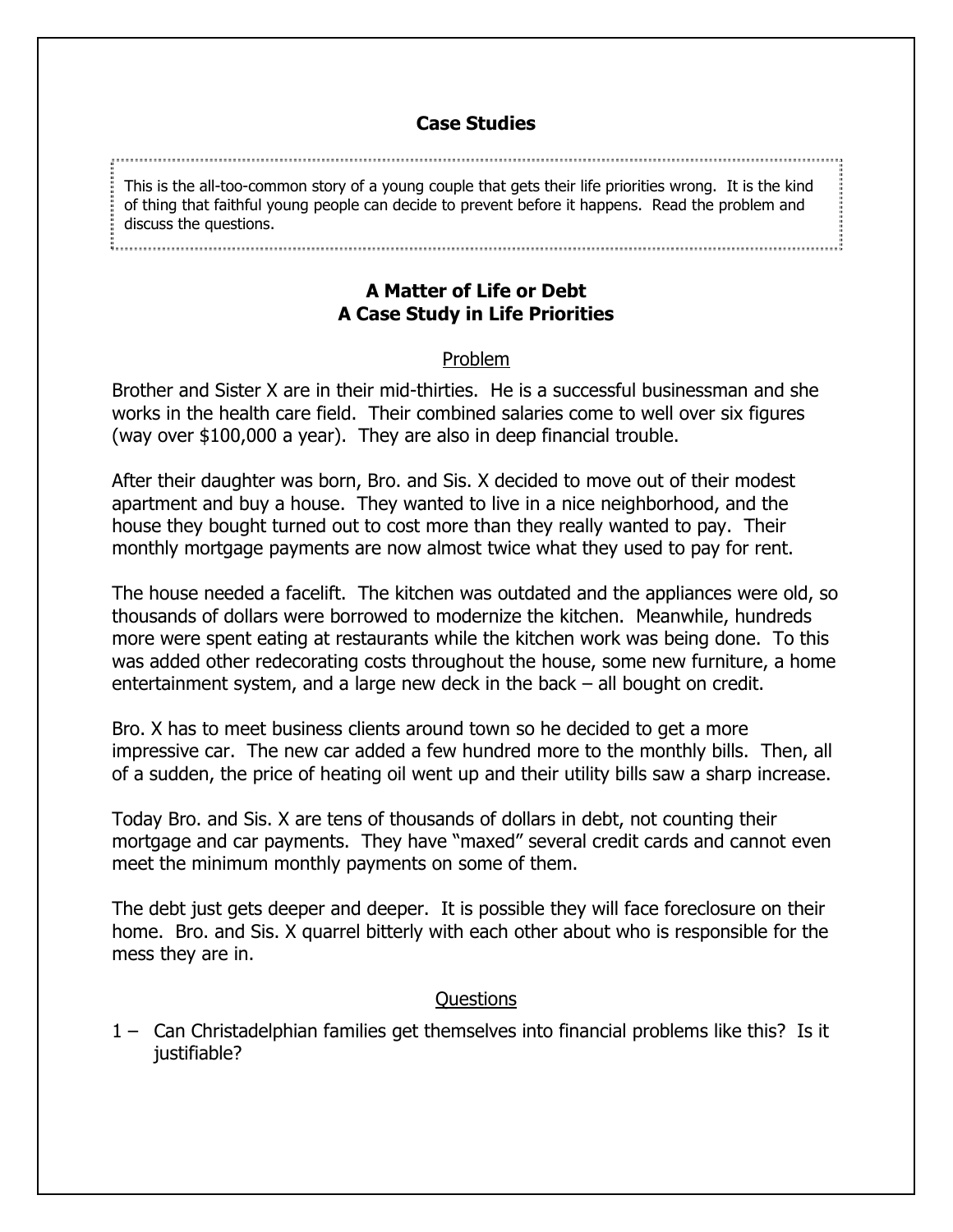## Case Studies

This is the all-too-common story of a young couple that gets their life priorities wrong. It is the kind of thing that faithful young people can decide to prevent before it happens. Read the problem and discuss the questions.

### A Matter of Life or Debt
### A Case Study in Life Priorities

#### Problem

Brother and Sister X are in their mid-thirties. He is a successful businessman and she works in the health care field. Their combined salaries come to well over six figures (way over $100,000 a year). They are also in deep financial trouble.

After their daughter was born, Bro. and Sis. X decided to move out of their modest apartment and buy a house. They wanted to live in a nice neighborhood, and the house they bought turned out to cost more than they really wanted to pay. Their monthly mortgage payments are now almost twice what they used to pay for rent.

The house needed a facelift. The kitchen was outdated and the appliances were old, so thousands of dollars were borrowed to modernize the kitchen. Meanwhile, hundreds more were spent eating at restaurants while the kitchen work was being done. To this was added other redecorating costs throughout the house, some new furniture, a home entertainment system, and a large new deck in the back – all bought on credit.

Bro. X has to meet business clients around town so he decided to get a more impressive car. The new car added a few hundred more to the monthly bills. Then, all of a sudden, the price of heating oil went up and their utility bills saw a sharp increase.

Today Bro. and Sis. X are tens of thousands of dollars in debt, not counting their mortgage and car payments. They have "maxed" several credit cards and cannot even meet the minimum monthly payments on some of them.

The debt just gets deeper and deeper. It is possible they will face foreclosure on their home. Bro. and Sis. X quarrel bitterly with each other about who is responsible for the mess they are in.

#### Questions

1 – Can Christadelphian families get themselves into financial problems like this? Is it justifiable?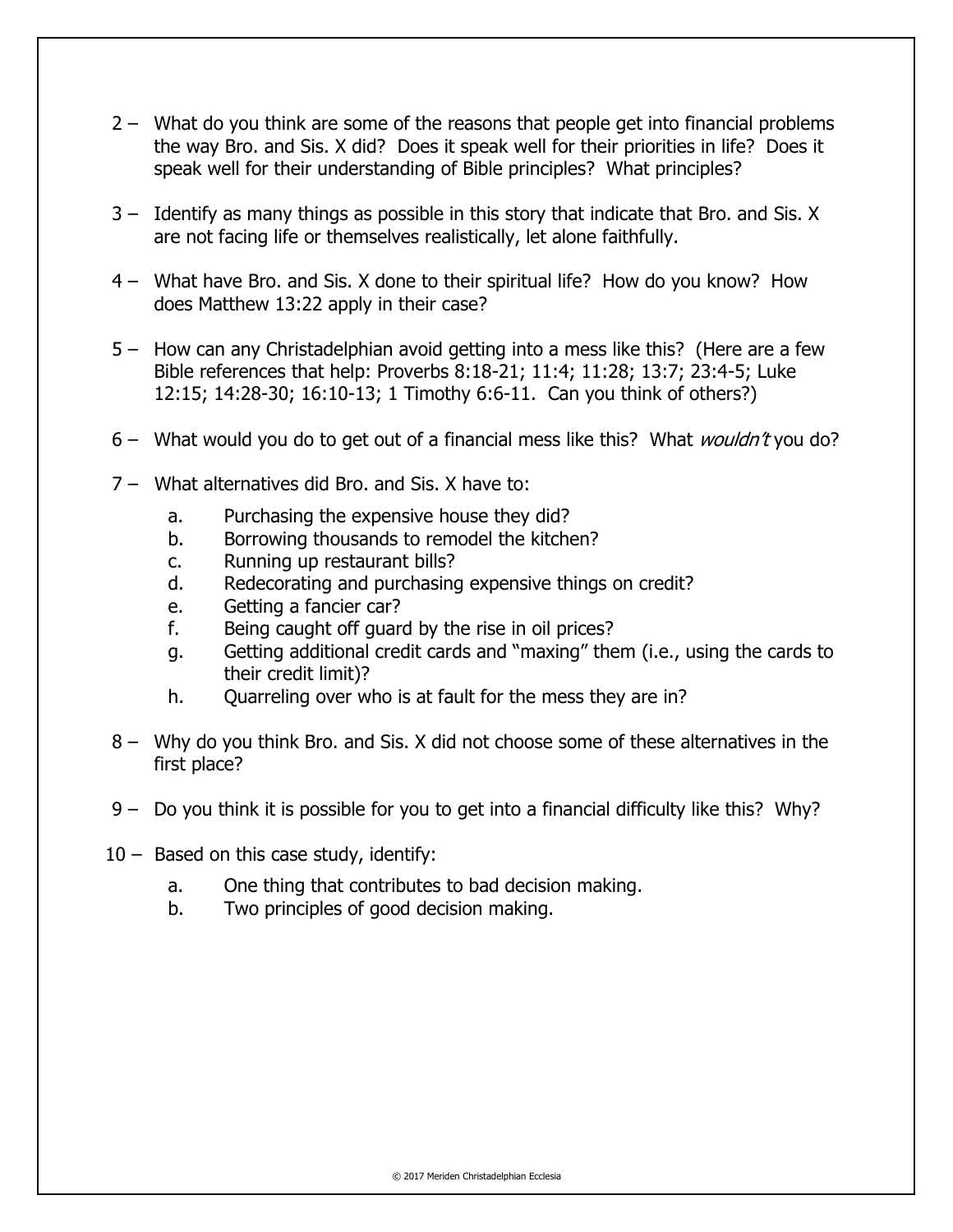2 – What do you think are some of the reasons that people get into financial problems the way Bro. and Sis. X did? Does it speak well for their priorities in life? Does it speak well for their understanding of Bible principles? What principles?

3 – Identify as many things as possible in this story that indicate that Bro. and Sis. X are not facing life or themselves realistically, let alone faithfully.

4 – What have Bro. and Sis. X done to their spiritual life? How do you know? How does Matthew 13:22 apply in their case?

5 – How can any Christadelphian avoid getting into a mess like this? (Here are a few Bible references that help: Proverbs 8:18-21; 11:4; 11:28; 13:7; 23:4-5; Luke 12:15; 14:28-30; 16:10-13; 1 Timothy 6:6-11. Can you think of others?)

6 – What would you do to get out of a financial mess like this? What *wouldn't* you do?

7 – What alternatives did Bro. and Sis. X have to:

  a. Purchasing the expensive house they did?
  b. Borrowing thousands to remodel the kitchen?
  c. Running up restaurant bills?
  d. Redecorating and purchasing expensive things on credit?
  e. Getting a fancier car?
  f. Being caught off guard by the rise in oil prices?
  g. Getting additional credit cards and "maxing" them (i.e., using the cards to their credit limit)?
  h. Quarreling over who is at fault for the mess they are in?

8 – Why do you think Bro. and Sis. X did not choose some of these alternatives in the first place?

9 – Do you think it is possible for you to get into a financial difficulty like this? Why?

10 – Based on this case study, identify:

  a. One thing that contributes to bad decision making.
  b. Two principles of good decision making.

© 2017 Meriden Christadelphian Ecclesia